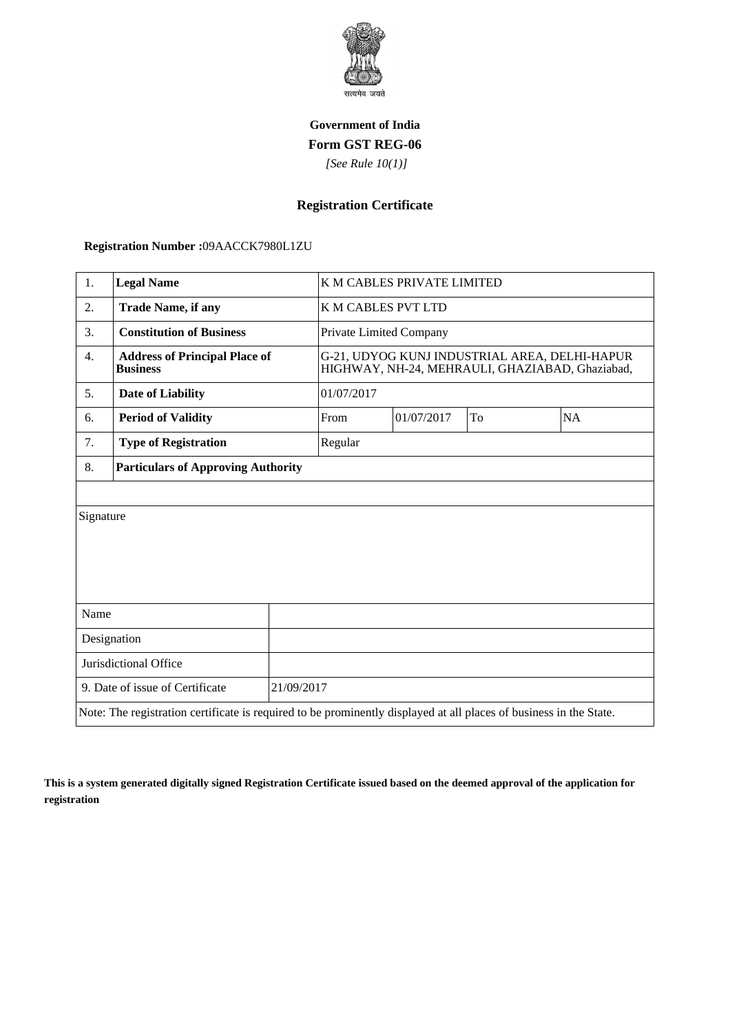सत्यमेव जयते

**Government of India**

**Form GST REG-06**

*[See Rule 10(1)]*

## Registration Certificate

**Registration Number :**09AACCK7980L1ZU

| 1. | **Legal Name** | K M CABLES PRIVATE LIMITED | | | |
|---|---|---|---|---|---|
| 2. | **Trade Name, if any** | K M CABLES PVT LTD | | | |
| 3. | **Constitution of Business** | Private Limited Company | | | |
| 4. | **Address of Principal Place of Business** | G-21, UDYOG KUNJ INDUSTRIAL AREA, DELHI-HAPUR HIGHWAY, NH-24, MEHRAULI, GHAZIABAD, Ghaziabad, | | | |
| 5. | **Date of Liability** | 01/07/2017 | | | |
| 6. | **Period of Validity** | From | 01/07/2017 | To | NA |
| 7. | **Type of Registration** | Regular | | | |
| 8. | **Particulars of Approving Authority** | | | | |

| Signature | |
|---|---|
| Name | |
| Designation | |
| Jurisdictional Office | |
| 9. Date of issue of Certificate | 21/09/2017 |

Note: The registration certificate is required to be prominently displayed at all places of business in the State.

**This is a system generated digitally signed Registration Certificate issued based on the deemed approval of the application for registration**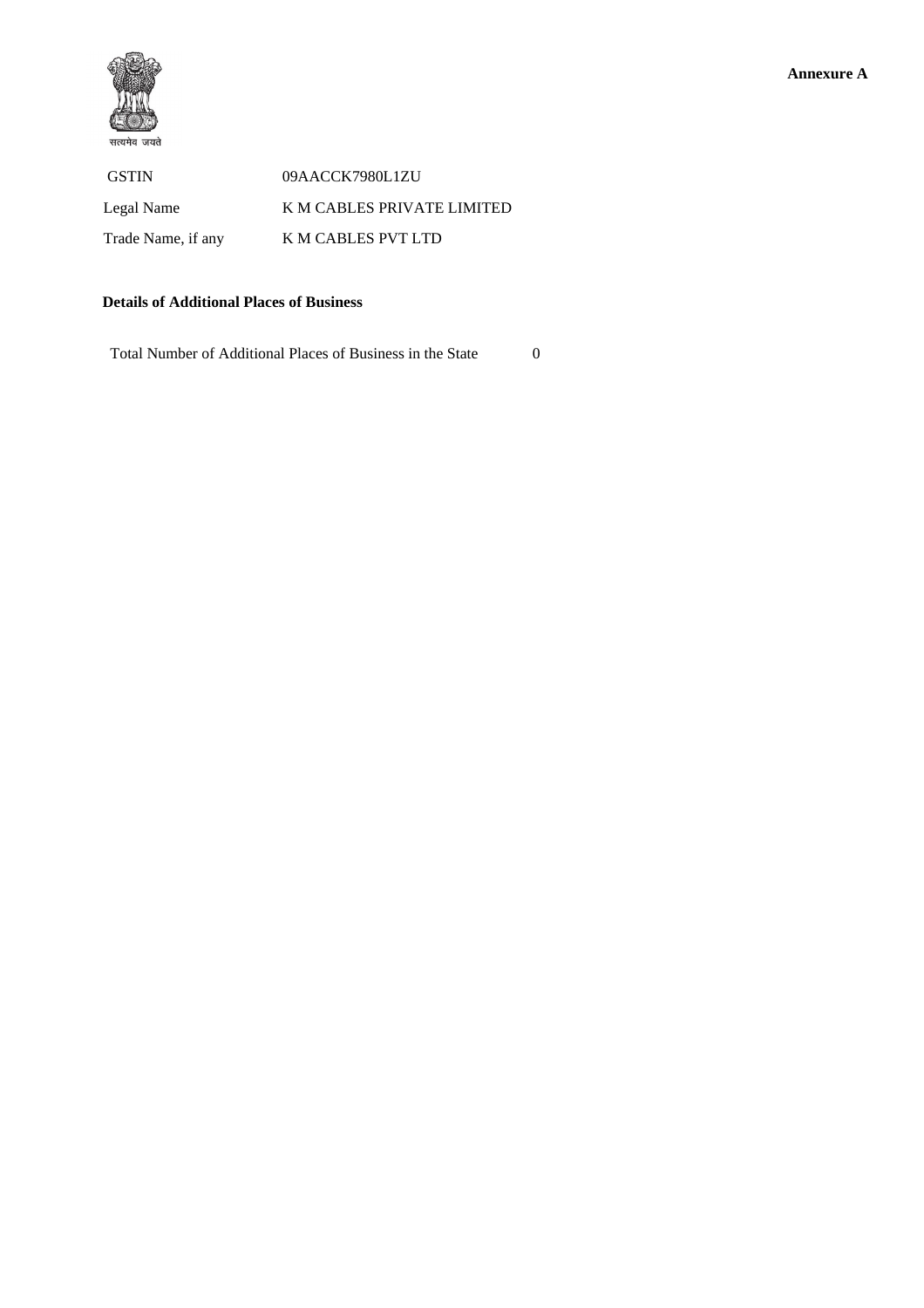**Annexure A**

सत्यमेव जयते

| | |
|---|---|
| GSTIN | 09AACCK7980L1ZU |
| Legal Name | K M CABLES PRIVATE LIMITED |
| Trade Name, if any | K M CABLES PVT LTD |

**Details of Additional Places of Business**

Total Number of Additional Places of Business in the State 0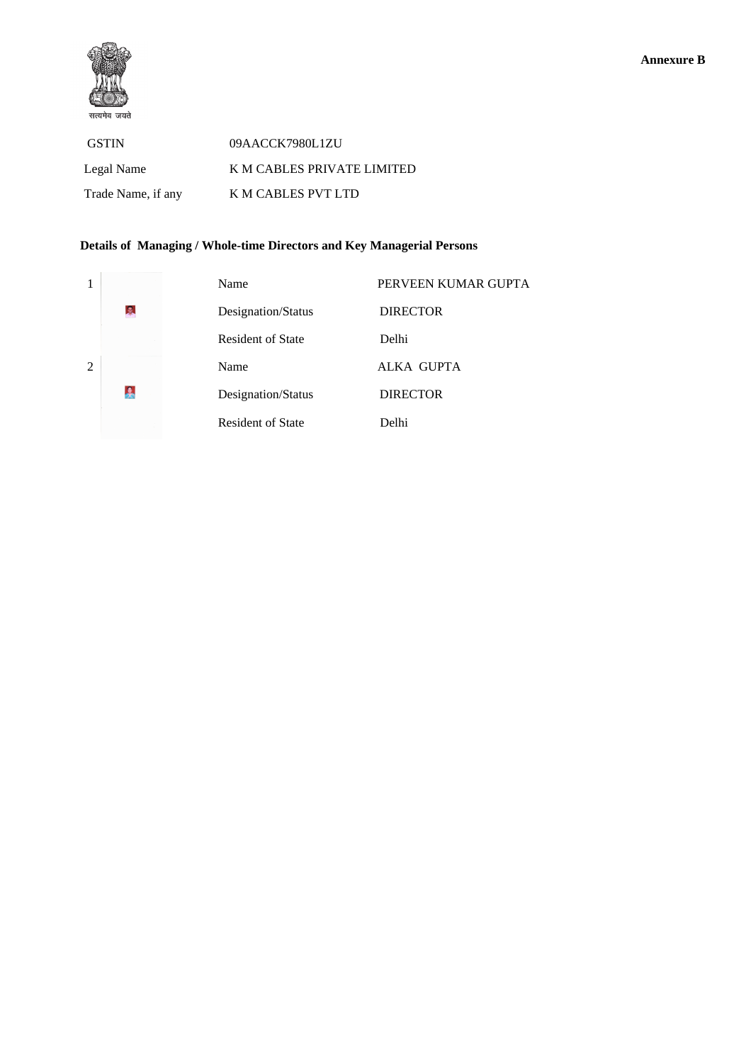Annexure B

सत्यमेव जयते

| | |
|---|---|
| GSTIN | 09AACCK7980L1ZU |
| Legal Name | K M CABLES PRIVATE LIMITED |
| Trade Name, if any | K M CABLES PVT LTD |

**Details of Managing / Whole-time Directors and Key Managerial Persons**

| | | |
|---|---|---|
| 1 | Name | PERVEEN KUMAR GUPTA |
| | Designation/Status | DIRECTOR |
| | Resident of State | Delhi |
| 2 | Name | ALKA GUPTA |
| | Designation/Status | DIRECTOR |
| | Resident of State | Delhi |